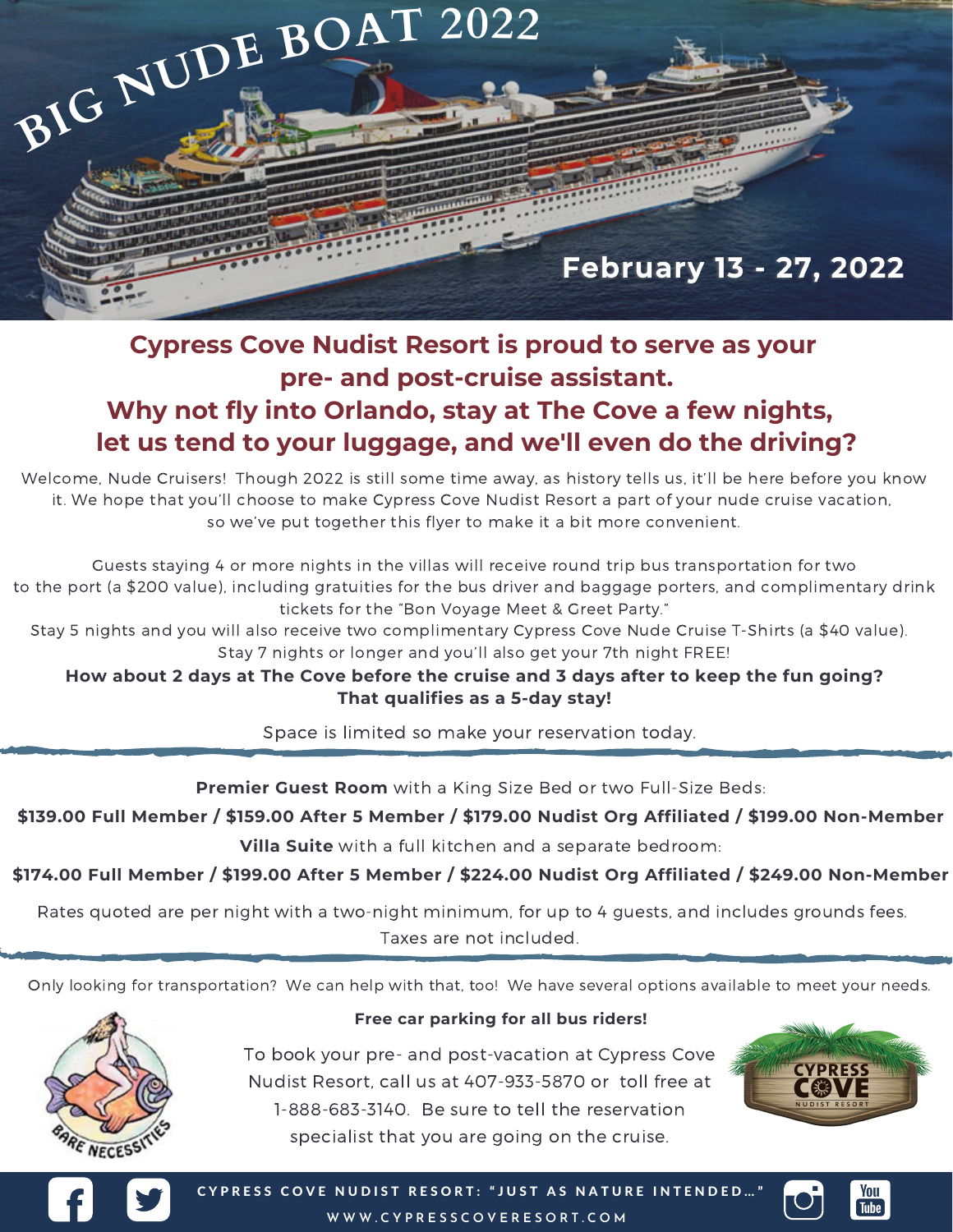# BIG NUDE BOAT 2022

**February 13 - 27, 2022**

## Cypress Cove Nudist Resort is proud to serve as your pre- and post-cruise assistant.
## Why not fly into Orlando, stay at The Cove a few nights, let us tend to your luggage, and we'll even do the driving?

Welcome, Nude Cruisers! Though 2022 is still some time away, as history tells us, it'll be here before you know it. We hope that you'll choose to make Cypress Cove Nudist Resort a part of your nude cruise vacation, so we've put together this flyer to make it a bit more convenient.

Guests staying 4 or more nights in the villas will receive round trip bus transportation for two to the port (a $200 value), including gratuities for the bus driver and baggage porters, and complimentary drink tickets for the "Bon Voyage Meet & Greet Party."

Stay 5 nights and you will also receive two complimentary Cypress Cove Nude Cruise T-Shirts (a $40 value).

Stay 7 nights or longer and you'll also get your 7th night FREE!

**How about 2 days at The Cove before the cruise and 3 days after to keep the fun going? That qualifies as a 5-day stay!**

Space is limited so make your reservation today.

---

**Premier Guest Room** with a King Size Bed or two Full-Size Beds:

**$139.00 Full Member / $159.00 After 5 Member / $179.00 Nudist Org Affiliated / $199.00 Non-Member**

**Villa Suite** with a full kitchen and a separate bedroom:

**$174.00 Full Member / $199.00 After 5 Member / $224.00 Nudist Org Affiliated / $249.00 Non-Member**

Rates quoted are per night with a two-night minimum, for up to 4 guests, and includes grounds fees. Taxes are not included.

---

Only looking for transportation? We can help with that, too! We have several options available to meet your needs.

**Free car parking for all bus riders!**

To book your pre- and post-vacation at Cypress Cove Nudist Resort, call us at 407-933-5870 or toll free at 1-888-683-3140. Be sure to tell the reservation specialist that you are going on the cruise.

BARE NECESSITIES

CYPRESS COVE NUDIST RESORT

CYPRESS COVE NUDIST RESORT: "JUST AS NATURE INTENDED…"

WWW.CYPRESSCOVERESORT.COM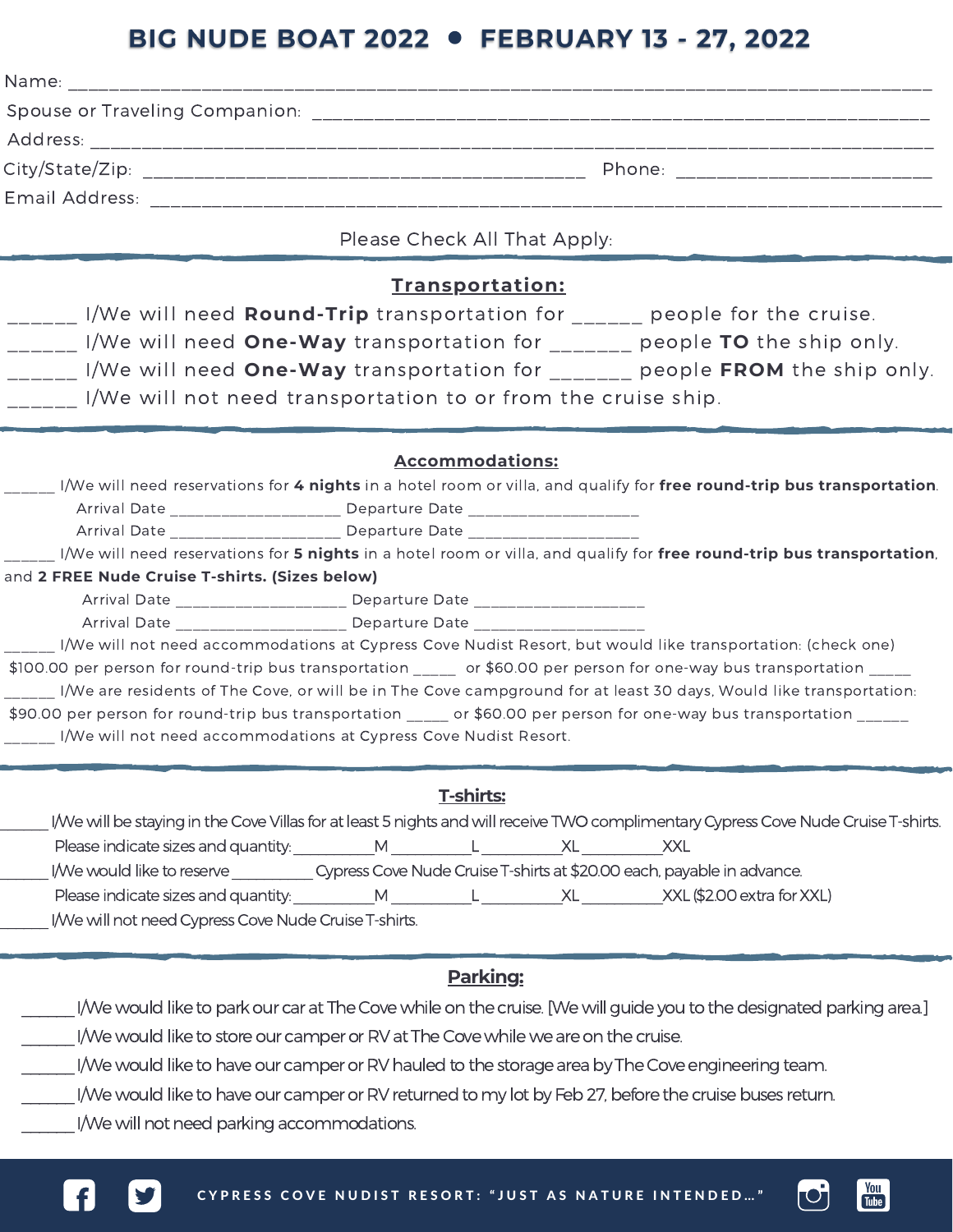# BIG NUDE BOAT 2022 • FEBRUARY 13 - 27, 2022

Name: ______________________________________________________________________________

Spouse or Traveling Companion: ______________________________________________________

Address: ____________________________________________________________________________

City/State/Zip: ______________________________________ Phone: ______________________

Email Address: ______________________________________________________________________

Please Check All That Apply:

## Transportation:

______ I/We will need **Round-Trip** transportation for ______ people for the cruise.

______ I/We will need **One-Way** transportation for _______ people **TO** the ship only.

______ I/We will need **One-Way** transportation for _______ people **FROM** the ship only.

______ I/We will not need transportation to or from the cruise ship.

## Accommodations:

_____ I/We will need reservations for **4 nights** in a hotel room or villa, and qualify for **free round-trip bus transportation**.

Arrival Date ___________________ Departure Date ___________________

Arrival Date ___________________ Departure Date ___________________

_____ I/We will need reservations for **5 nights** in a hotel room or villa, and qualify for **free round-trip bus transportation**, and **2 FREE Nude Cruise T-shirts. (Sizes below)**

Arrival Date ___________________ Departure Date ___________________

Arrival Date ___________________ Departure Date ___________________

_____ I/We will not need accommodations at Cypress Cove Nudist Resort, but would like transportation: (check one)

$100.00 per person for round-trip bus transportation _____ or $60.00 per person for one-way bus transportation _____

_____ I/We are residents of The Cove, or will be in The Cove campground for at least 30 days, Would like transportation:

$90.00 per person for round-trip bus transportation _____ or $60.00 per person for one-way bus transportation ______

_____ I/We will not need accommodations at Cypress Cove Nudist Resort.

## T-shirts:

______ I/We will be staying in the Cove Villas for at least 5 nights and will receive TWO complimentary Cypress Cove Nude Cruise T-shirts.

Please indicate sizes and quantity: _________M _________L _________XL _________XXL

______ I/We would like to reserve _________ Cypress Cove Nude Cruise T-shirts at $20.00 each, payable in advance.

Please indicate sizes and quantity: _________M _________L _________XL _________XXL ($2.00 extra for XXL)

______ I/We will not need Cypress Cove Nude Cruise T-shirts.

## Parking:

______ I/We would like to park our car at The Cove while on the cruise. [We will guide you to the designated parking area.]

______ I/We would like to store our camper or RV at The Cove while we are on the cruise.

______ I/We would like to have our camper or RV hauled to the storage area by The Cove engineering team.

______ I/We would like to have our camper or RV returned to my lot by Feb 27, before the cruise buses return.

______ I/We will not need parking accommodations.

CYPRESS COVE NUDIST RESORT: "JUST AS NATURE INTENDED…"